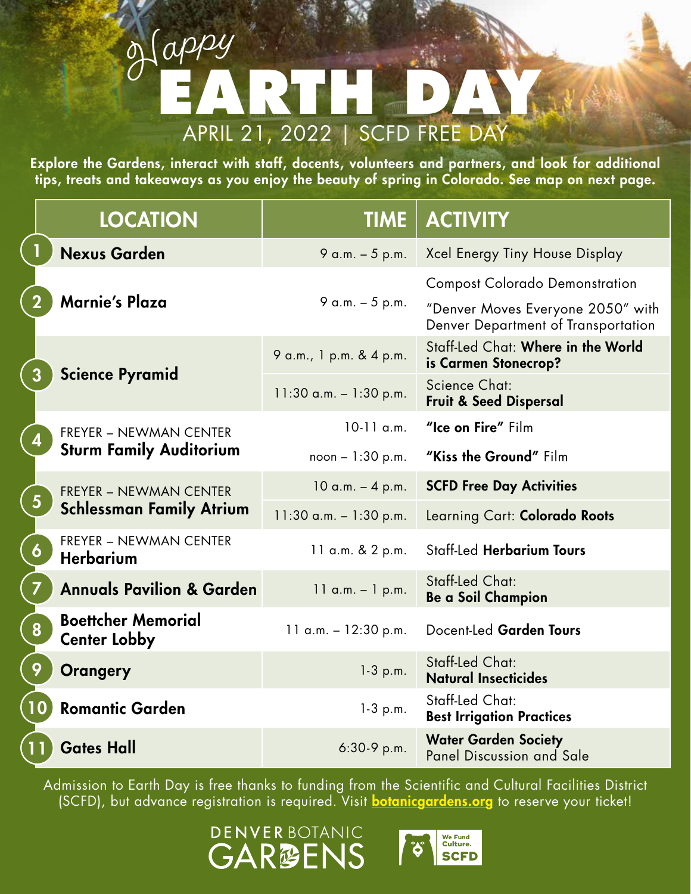# Happy EARTH DAY

## APRIL 21, 2022 | SCFD FREE DAY

**Explore the Gardens, interact with staff, docents, volunteers and partners, and look for additional tips, treats and takeaways as you enjoy the beauty of spring in Colorado. See map on next page.**

| | LOCATION | TIME | ACTIVITY |
|---|---|---|---|
| 1 | **Nexus Garden** | 9 a.m. – 5 p.m. | Xcel Energy Tiny House Display |
| 2 | **Marnie's Plaza** | 9 a.m. – 5 p.m. | Compost Colorado Demonstration<br>"Denver Moves Everyone 2050" with Denver Department of Transportation |
| 3 | **Science Pyramid** | 9 a.m., 1 p.m. & 4 p.m. | Staff-Led Chat: **Where in the World is Carmen Stonecrop?** |
| | | 11:30 a.m. – 1:30 p.m. | Science Chat: **Fruit & Seed Dispersal** |
| 4 | FREYER – NEWMAN CENTER **Sturm Family Auditorium** | 10-11 a.m. | **"Ice on Fire"** Film |
| | | noon – 1:30 p.m. | **"Kiss the Ground"** Film |
| 5 | FREYER – NEWMAN CENTER **Schlessman Family Atrium** | 10 a.m. – 4 p.m. | **SCFD Free Day Activities** |
| | | 11:30 a.m. – 1:30 p.m. | Learning Cart: **Colorado Roots** |
| 6 | FREYER – NEWMAN CENTER **Herbarium** | 11 a.m. & 2 p.m. | Staff-Led **Herbarium Tours** |
| 7 | **Annuals Pavilion & Garden** | 11 a.m. – 1 p.m. | Staff-Led Chat: **Be a Soil Champion** |
| 8 | **Boettcher Memorial Center Lobby** | 11 a.m. – 12:30 p.m. | Docent-Led **Garden Tours** |
| 9 | **Orangery** | 1-3 p.m. | Staff-Led Chat: **Natural Insecticides** |
| 10 | **Romantic Garden** | 1-3 p.m. | Staff-Led Chat: **Best Irrigation Practices** |
| 11 | **Gates Hall** | 6:30-9 p.m. | **Water Garden Society** Panel Discussion and Sale |

Admission to Earth Day is free thanks to funding from the Scientific and Cultural Facilities District (SCFD), but advance registration is required. Visit **botanicgardens.org** to reserve your ticket!

DENVER BOTANIC GARDENS

We Fund Culture. SCFD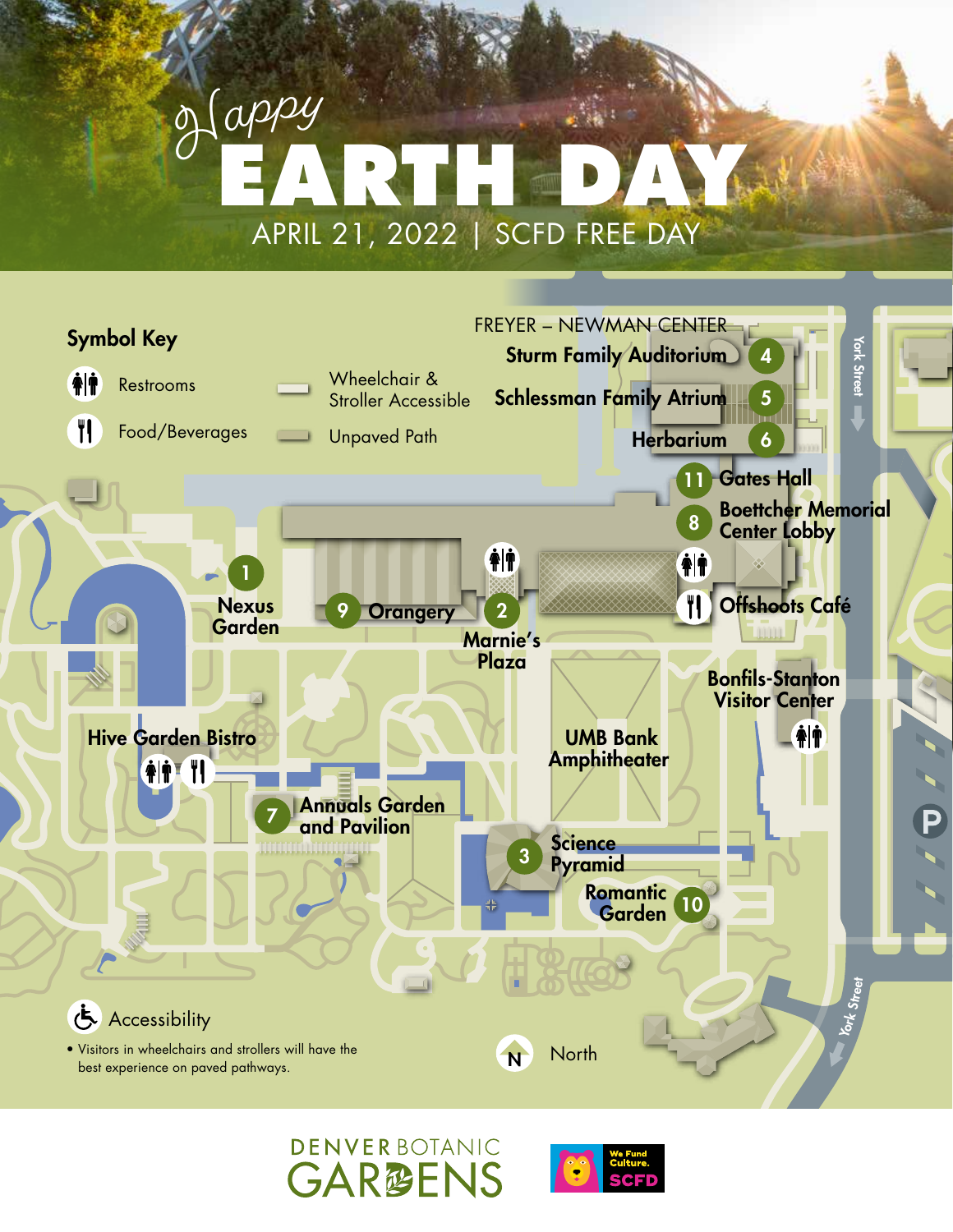# Happy EARTH DAY

APRIL 21, 2022 | SCFD FREE DAY

## Symbol Key

- Restrooms
- Food/Beverages
- Wheelchair & Stroller Accessible
- Unpaved Path

FREYER – NEWMAN CENTER

4 Sturm Family Auditorium

5 Schlessman Family Atrium

6 Herbarium

11 Gates Hall

8 Boettcher Memorial Center Lobby

Offshoots Café

1 Nexus Garden

9 Orangery

2 Marnie's Plaza

Bonfils-Stanton Visitor Center

Hive Garden Bistro

UMB Bank Amphitheater

7 Annuals Garden and Pavilion

3 Science Pyramid

10 Romantic Garden

York Street

P

## Accessibility

- Visitors in wheelchairs and strollers will have the best experience on paved pathways.

N North

DENVER BOTANIC GARDENS

We Fund Culture. SCFD